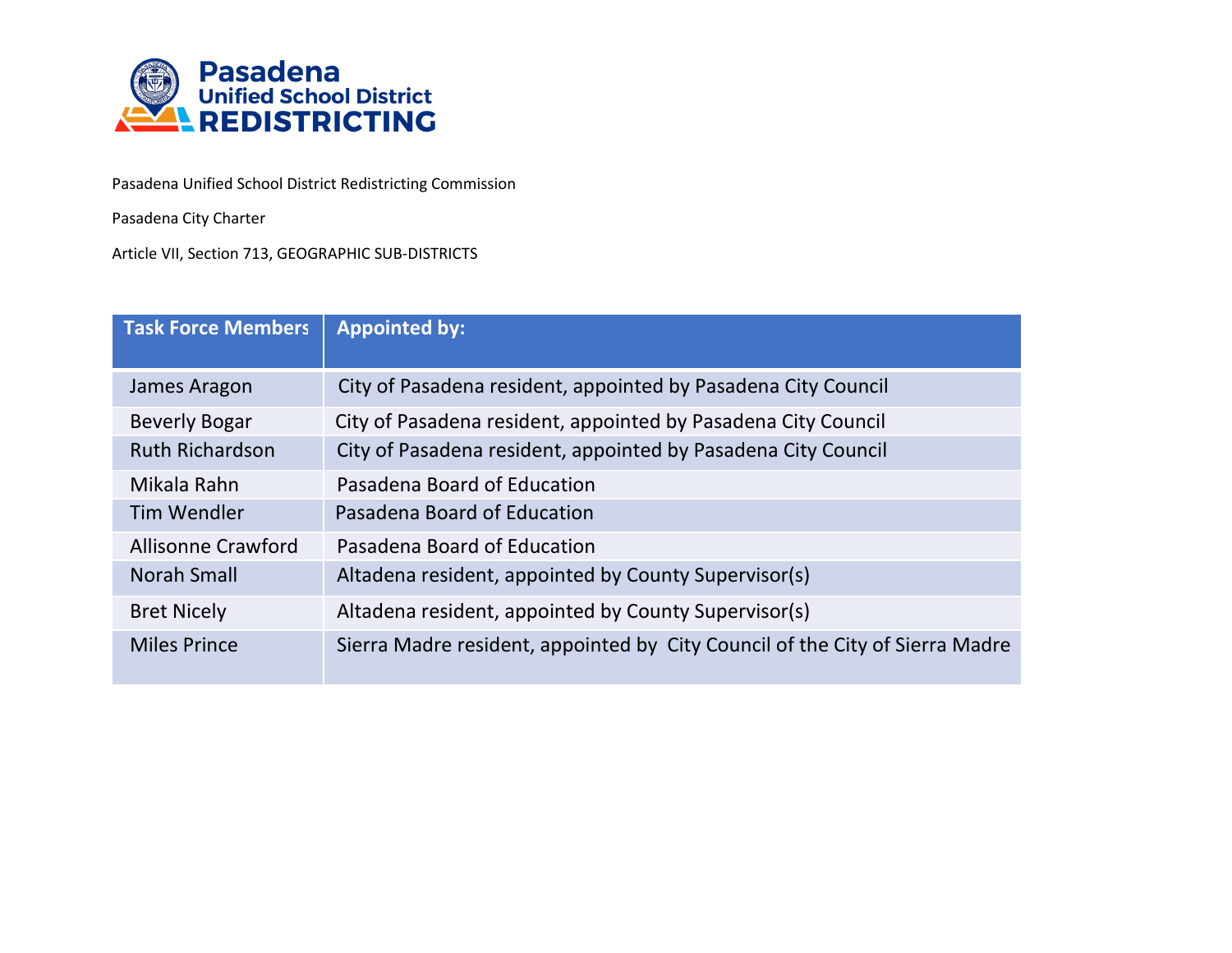Pasadena Unified School District Redistricting Commission

Pasadena City Charter

Article VII, Section 713, GEOGRAPHIC SUB-DISTRICTS

| Task Force Members | Appointed by: |
|---|---|
| James Aragon | City of Pasadena resident, appointed by Pasadena City Council |
| Beverly Bogar | City of Pasadena resident, appointed by Pasadena City Council |
| Ruth Richardson | City of Pasadena resident, appointed by Pasadena City Council |
| Mikala Rahn | Pasadena Board of Education |
| Tim Wendler | Pasadena Board of Education |
| Allisonne Crawford | Pasadena Board of Education |
| Norah Small | Altadena resident, appointed by County Supervisor(s) |
| Bret Nicely | Altadena resident, appointed by County Supervisor(s) |
| Miles Prince | Sierra Madre resident, appointed by City Council of the City of Sierra Madre |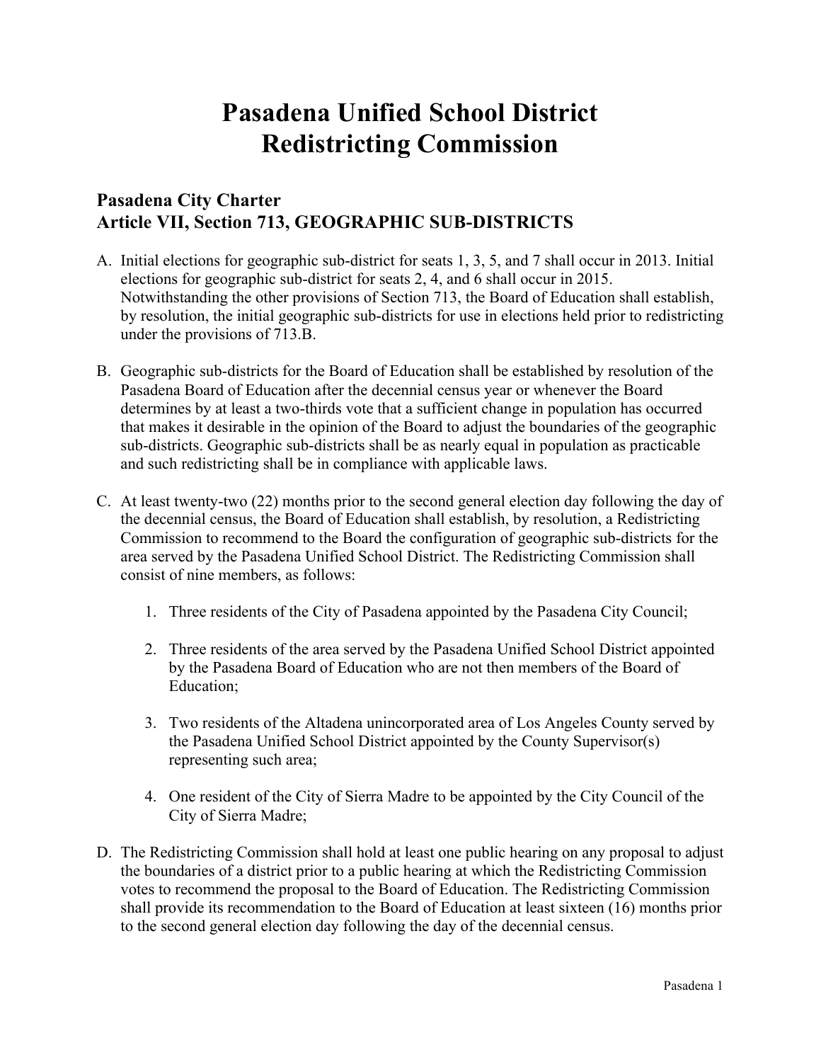# Pasadena Unified School District Redistricting Commission

## Pasadena City Charter
## Article VII, Section 713, GEOGRAPHIC SUB-DISTRICTS

A. Initial elections for geographic sub-district for seats 1, 3, 5, and 7 shall occur in 2013. Initial elections for geographic sub-district for seats 2, 4, and 6 shall occur in 2015. Notwithstanding the other provisions of Section 713, the Board of Education shall establish, by resolution, the initial geographic sub-districts for use in elections held prior to redistricting under the provisions of 713.B.

B. Geographic sub-districts for the Board of Education shall be established by resolution of the Pasadena Board of Education after the decennial census year or whenever the Board determines by at least a two-thirds vote that a sufficient change in population has occurred that makes it desirable in the opinion of the Board to adjust the boundaries of the geographic sub-districts. Geographic sub-districts shall be as nearly equal in population as practicable and such redistricting shall be in compliance with applicable laws.

C. At least twenty-two (22) months prior to the second general election day following the day of the decennial census, the Board of Education shall establish, by resolution, a Redistricting Commission to recommend to the Board the configuration of geographic sub-districts for the area served by the Pasadena Unified School District. The Redistricting Commission shall consist of nine members, as follows:

    1. Three residents of the City of Pasadena appointed by the Pasadena City Council;

    2. Three residents of the area served by the Pasadena Unified School District appointed by the Pasadena Board of Education who are not then members of the Board of Education;

    3. Two residents of the Altadena unincorporated area of Los Angeles County served by the Pasadena Unified School District appointed by the County Supervisor(s) representing such area;

    4. One resident of the City of Sierra Madre to be appointed by the City Council of the City of Sierra Madre;

D. The Redistricting Commission shall hold at least one public hearing on any proposal to adjust the boundaries of a district prior to a public hearing at which the Redistricting Commission votes to recommend the proposal to the Board of Education. The Redistricting Commission shall provide its recommendation to the Board of Education at least sixteen (16) months prior to the second general election day following the day of the decennial census.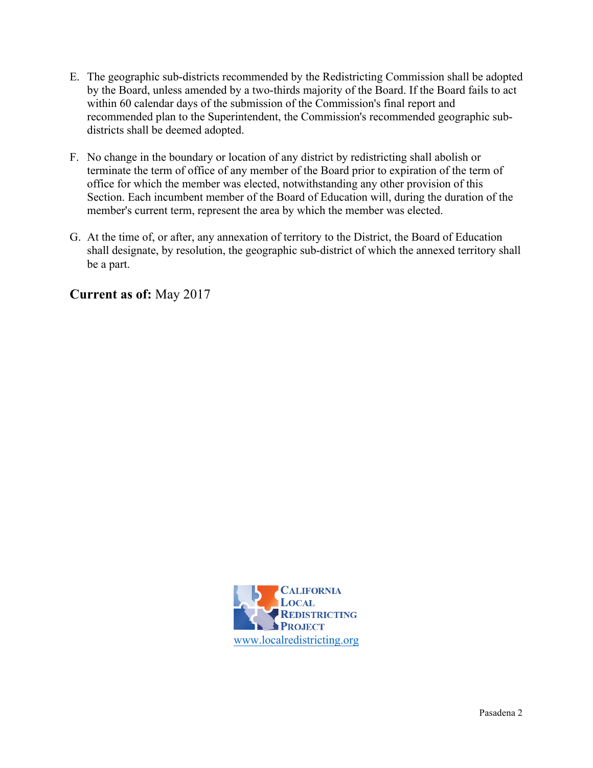E. The geographic sub-districts recommended by the Redistricting Commission shall be adopted by the Board, unless amended by a two-thirds majority of the Board. If the Board fails to act within 60 calendar days of the submission of the Commission's final report and recommended plan to the Superintendent, the Commission's recommended geographic sub-districts shall be deemed adopted.

F. No change in the boundary or location of any district by redistricting shall abolish or terminate the term of office of any member of the Board prior to expiration of the term of office for which the member was elected, notwithstanding any other provision of this Section. Each incumbent member of the Board of Education will, during the duration of the member's current term, represent the area by which the member was elected.

G. At the time of, or after, any annexation of territory to the District, the Board of Education shall designate, by resolution, the geographic sub-district of which the annexed territory shall be a part.

**Current as of:** May 2017

CALIFORNIA LOCAL REDISTRICTING PROJECT
www.localredistricting.org